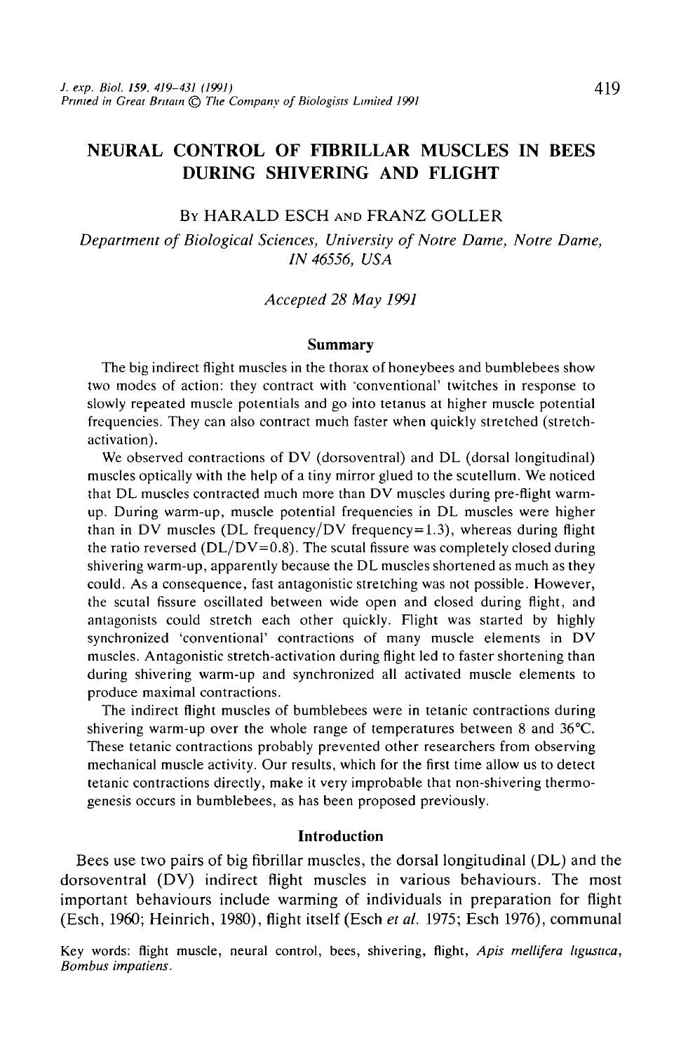# NEURAL CONTROL OF FIBRILLAR MUSCLES IN BEES DURING SHIVERING AND FLIGHT

By HARALD ESCH AND FRANZ GOLLER

*Department of Biological Sciences, University of Notre Dame, Notre Dame, IN 46556, USA*

*Accepted 28 May 1991*

## Summary

The big indirect flight muscles in the thorax of honeybees and bumblebees show two modes of action: they contract with 'conventional' twitches in response to slowly repeated muscle potentials and go into tetanus at higher muscle potential frequencies. They can also contract much faster when quickly stretched (stretch-activation).

We observed contractions of DV (dorsoventral) and DL (dorsal longitudinal) muscles optically with the help of a tiny mirror glued to the scutellum. We noticed that DL muscles contracted much more than DV muscles during pre-flight warm-up. During warm-up, muscle potential frequencies in DL muscles were higher than in DV muscles (DL frequency/DV frequency=1.3), whereas during flight the ratio reversed (DL/DV=0.8). The scutal fissure was completely closed during shivering warm-up, apparently because the DL muscles shortened as much as they could. As a consequence, fast antagonistic stretching was not possible. However, the scutal fissure oscillated between wide open and closed during flight, and antagonists could stretch each other quickly. Flight was started by highly synchronized 'conventional' contractions of many muscle elements in DV muscles. Antagonistic stretch-activation during flight led to faster shortening than during shivering warm-up and synchronized all activated muscle elements to produce maximal contractions.

The indirect flight muscles of bumblebees were in tetanic contractions during shivering warm-up over the whole range of temperatures between 8 and 36°C. These tetanic contractions probably prevented other researchers from observing mechanical muscle activity. Our results, which for the first time allow us to detect tetanic contractions directly, make it very improbable that non-shivering thermogenesis occurs in bumblebees, as has been proposed previously.

## Introduction

Bees use two pairs of big fibrillar muscles, the dorsal longitudinal (DL) and the dorsoventral (DV) indirect flight muscles in various behaviours. The most important behaviours include warming of individuals in preparation for flight (Esch, 1960; Heinrich, 1980), flight itself (Esch *et al.* 1975; Esch 1976), communal

Key words: flight muscle, neural control, bees, shivering, flight, *Apis mellifera ligustica*, *Bombus impatiens*.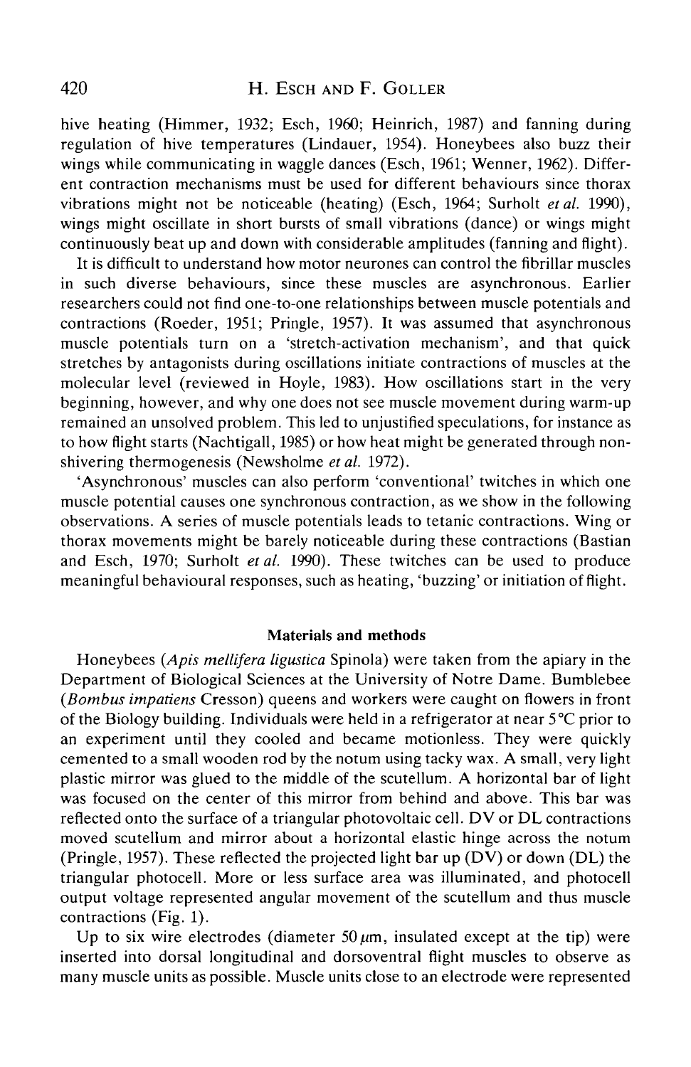hive heating (Himmer, 1932; Esch, 1960; Heinrich, 1987) and fanning during regulation of hive temperatures (Lindauer, 1954). Honeybees also buzz their wings while communicating in waggle dances (Esch, 1961; Wenner, 1962). Different contraction mechanisms must be used for different behaviours since thorax vibrations might not be noticeable (heating) (Esch, 1964; Surholt *et al.* 1990), wings might oscillate in short bursts of small vibrations (dance) or wings might continuously beat up and down with considerable amplitudes (fanning and flight).

It is difficult to understand how motor neurones can control the fibrillar muscles in such diverse behaviours, since these muscles are asynchronous. Earlier researchers could not find one-to-one relationships between muscle potentials and contractions (Roeder, 1951; Pringle, 1957). It was assumed that asynchronous muscle potentials turn on a 'stretch-activation mechanism', and that quick stretches by antagonists during oscillations initiate contractions of muscles at the molecular level (reviewed in Hoyle, 1983). How oscillations start in the very beginning, however, and why one does not see muscle movement during warm-up remained an unsolved problem. This led to unjustified speculations, for instance as to how flight starts (Nachtigall, 1985) or how heat might be generated through non-shivering thermogenesis (Newsholme *et al.* 1972).

'Asynchronous' muscles can also perform 'conventional' twitches in which one muscle potential causes one synchronous contraction, as we show in the following observations. A series of muscle potentials leads to tetanic contractions. Wing or thorax movements might be barely noticeable during these contractions (Bastian and Esch, 1970; Surholt *et al.* 1990). These twitches can be used to produce meaningful behavioural responses, such as heating, 'buzzing' or initiation of flight.

## Materials and methods

Honeybees (*Apis mellifera ligustica* Spinola) were taken from the apiary in the Department of Biological Sciences at the University of Notre Dame. Bumblebee (*Bombus impatiens* Cresson) queens and workers were caught on flowers in front of the Biology building. Individuals were held in a refrigerator at near 5°C prior to an experiment until they cooled and became motionless. They were quickly cemented to a small wooden rod by the notum using tacky wax. A small, very light plastic mirror was glued to the middle of the scutellum. A horizontal bar of light was focused on the center of this mirror from behind and above. This bar was reflected onto the surface of a triangular photovoltaic cell. DV or DL contractions moved scutellum and mirror about a horizontal elastic hinge across the notum (Pringle, 1957). These reflected the projected light bar up (DV) or down (DL) the triangular photocell. More or less surface area was illuminated, and photocell output voltage represented angular movement of the scutellum and thus muscle contractions (Fig. 1).

Up to six wire electrodes (diameter 50 $\mu$m, insulated except at the tip) were inserted into dorsal longitudinal and dorsoventral flight muscles to observe as many muscle units as possible. Muscle units close to an electrode were represented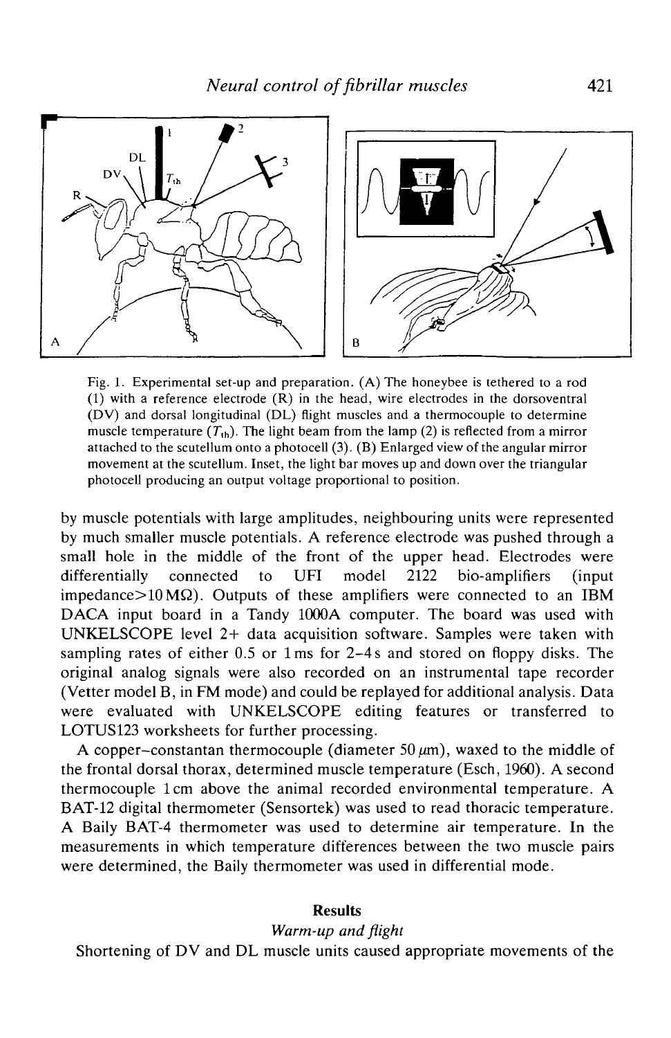Fig. 1. Experimental set-up and preparation. (A) The honeybee is tethered to a rod (1) with a reference electrode (R) in the head, wire electrodes in the dorsoventral (DV) and dorsal longitudinal (DL) flight muscles and a thermocouple to determine muscle temperature ($T_{th}$). The light beam from the lamp (2) is reflected from a mirror attached to the scutellum onto a photocell (3). (B) Enlarged view of the angular mirror movement at the scutellum. Inset, the light bar moves up and down over the triangular photocell producing an output voltage proportional to position.

by muscle potentials with large amplitudes, neighbouring units were represented by much smaller muscle potentials. A reference electrode was pushed through a small hole in the middle of the front of the upper head. Electrodes were differentially connected to UFI model 2122 bio-amplifiers (input impedance>10 MΩ). Outputs of these amplifiers were connected to an IBM DACA input board in a Tandy 1000A computer. The board was used with UNKELSCOPE level 2+ data acquisition software. Samples were taken with sampling rates of either 0.5 or 1 ms for 2–4 s and stored on floppy disks. The original analog signals were also recorded on an instrumental tape recorder (Vetter model B, in FM mode) and could be replayed for additional analysis. Data were evaluated with UNKELSCOPE editing features or transferred to LOTUS123 worksheets for further processing.

A copper–constantan thermocouple (diameter 50 μm), waxed to the middle of the frontal dorsal thorax, determined muscle temperature (Esch, 1960). A second thermocouple 1 cm above the animal recorded environmental temperature. A BAT-12 digital thermometer (Sensortek) was used to read thoracic temperature. A Baily BAT-4 thermometer was used to determine air temperature. In the measurements in which temperature differences between the two muscle pairs were determined, the Baily thermometer was used in differential mode.

## Results

### *Warm-up and flight*

Shortening of DV and DL muscle units caused appropriate movements of the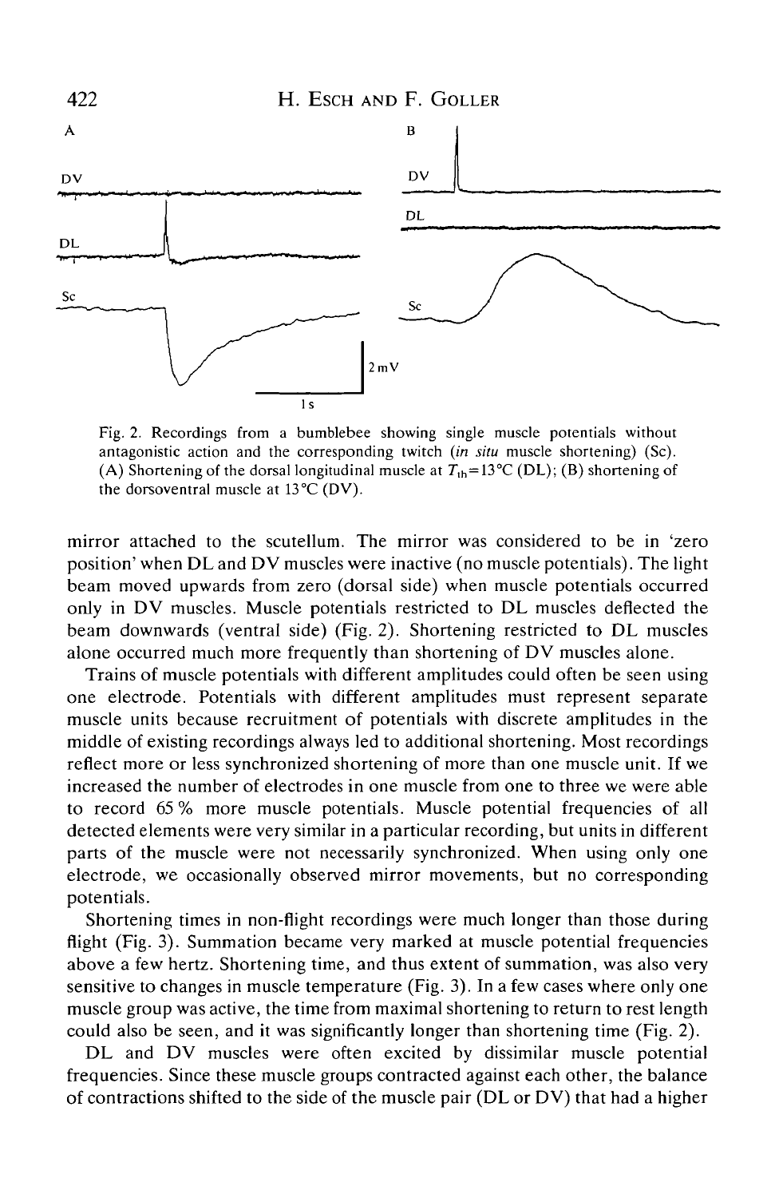Fig. 2. Recordings from a bumblebee showing single muscle potentials without antagonistic action and the corresponding twitch (*in situ* muscle shortening) (Sc). (A) Shortening of the dorsal longitudinal muscle at $T_{th}$=13°C (DL); (B) shortening of the dorsoventral muscle at 13°C (DV).

mirror attached to the scutellum. The mirror was considered to be in 'zero position' when DL and DV muscles were inactive (no muscle potentials). The light beam moved upwards from zero (dorsal side) when muscle potentials occurred only in DV muscles. Muscle potentials restricted to DL muscles deflected the beam downwards (ventral side) (Fig. 2). Shortening restricted to DL muscles alone occurred much more frequently than shortening of DV muscles alone.

Trains of muscle potentials with different amplitudes could often be seen using one electrode. Potentials with different amplitudes must represent separate muscle units because recruitment of potentials with discrete amplitudes in the middle of existing recordings always led to additional shortening. Most recordings reflect more or less synchronized shortening of more than one muscle unit. If we increased the number of electrodes in one muscle from one to three we were able to record 65 % more muscle potentials. Muscle potential frequencies of all detected elements were very similar in a particular recording, but units in different parts of the muscle were not necessarily synchronized. When using only one electrode, we occasionally observed mirror movements, but no corresponding potentials.

Shortening times in non-flight recordings were much longer than those during flight (Fig. 3). Summation became very marked at muscle potential frequencies above a few hertz. Shortening time, and thus extent of summation, was also very sensitive to changes in muscle temperature (Fig. 3). In a few cases where only one muscle group was active, the time from maximal shortening to return to rest length could also be seen, and it was significantly longer than shortening time (Fig. 2).

DL and DV muscles were often excited by dissimilar muscle potential frequencies. Since these muscle groups contracted against each other, the balance of contractions shifted to the side of the muscle pair (DL or DV) that had a higher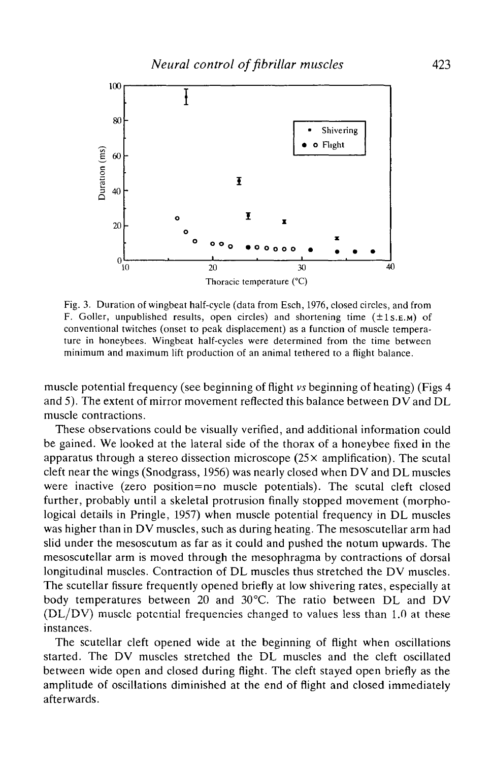Fig. 3. Duration of wingbeat half-cycle (data from Esch, 1976, closed circles, and from F. Goller, unpublished results, open circles) and shortening time (±1 S.E.M) of conventional twitches (onset to peak displacement) as a function of muscle temperature in honeybees. Wingbeat half-cycles were determined from the time between minimum and maximum lift production of an animal tethered to a flight balance.

muscle potential frequency (see beginning of flight *vs* beginning of heating) (Figs 4 and 5). The extent of mirror movement reflected this balance between DV and DL muscle contractions.

These observations could be visually verified, and additional information could be gained. We looked at the lateral side of the thorax of a honeybee fixed in the apparatus through a stereo dissection microscope (25× amplification). The scutal cleft near the wings (Snodgrass, 1956) was nearly closed when DV and DL muscles were inactive (zero position=no muscle potentials). The scutal cleft closed further, probably until a skeletal protrusion finally stopped movement (morphological details in Pringle, 1957) when muscle potential frequency in DL muscles was higher than in DV muscles, such as during heating. The mesoscutellar arm had slid under the mesoscutum as far as it could and pushed the notum upwards. The mesoscutellar arm is moved through the mesophragma by contractions of dorsal longitudinal muscles. Contraction of DL muscles thus stretched the DV muscles. The scutellar fissure frequently opened briefly at low shivering rates, especially at body temperatures between 20 and 30°C. The ratio between DL and DV (DL/DV) muscle potential frequencies changed to values less than 1.0 at these instances.

The scutellar cleft opened wide at the beginning of flight when oscillations started. The DV muscles stretched the DL muscles and the cleft oscillated between wide open and closed during flight. The cleft stayed open briefly as the amplitude of oscillations diminished at the end of flight and closed immediately afterwards.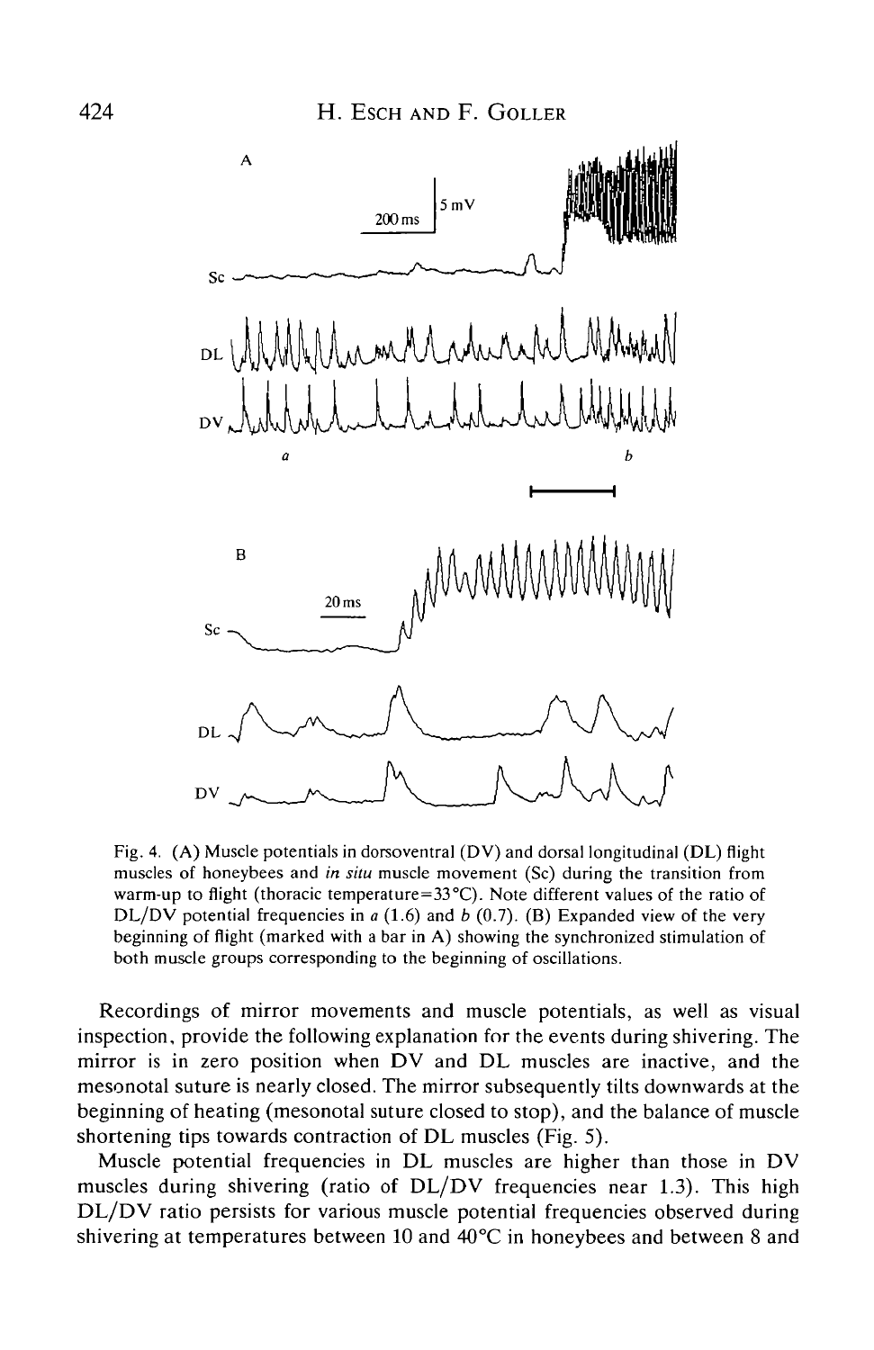Fig. 4. (A) Muscle potentials in dorsoventral (DV) and dorsal longitudinal (DL) flight muscles of honeybees and *in situ* muscle movement (Sc) during the transition from warm-up to flight (thoracic temperature=33°C). Note different values of the ratio of DL/DV potential frequencies in *a* (1.6) and *b* (0.7). (B) Expanded view of the very beginning of flight (marked with a bar in A) showing the synchronized stimulation of both muscle groups corresponding to the beginning of oscillations.

Recordings of mirror movements and muscle potentials, as well as visual inspection, provide the following explanation for the events during shivering. The mirror is in zero position when DV and DL muscles are inactive, and the mesonotal suture is nearly closed. The mirror subsequently tilts downwards at the beginning of heating (mesonotal suture closed to stop), and the balance of muscle shortening tips towards contraction of DL muscles (Fig. 5).

Muscle potential frequencies in DL muscles are higher than those in DV muscles during shivering (ratio of DL/DV frequencies near 1.3). This high DL/DV ratio persists for various muscle potential frequencies observed during shivering at temperatures between 10 and 40°C in honeybees and between 8 and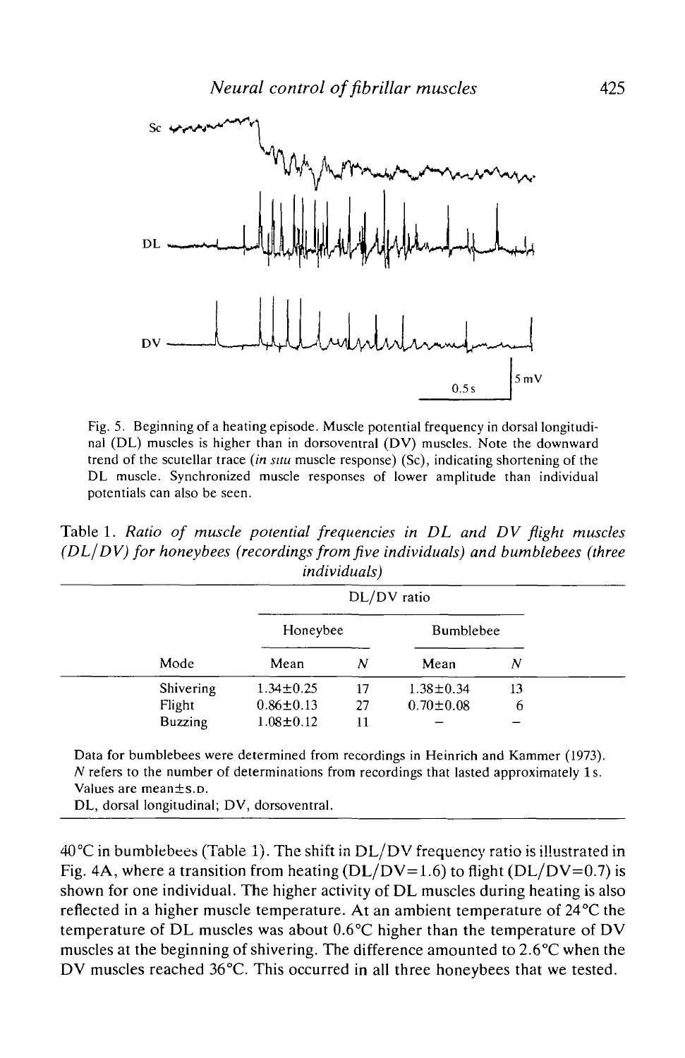Fig. 5. Beginning of a heating episode. Muscle potential frequency in dorsal longitudinal (DL) muscles is higher than in dorsoventral (DV) muscles. Note the downward trend of the scutellar trace (*in situ* muscle response) (Sc), indicating shortening of the DL muscle. Synchronized muscle responses of lower amplitude than individual potentials can also be seen.

Table 1. *Ratio of muscle potential frequencies in DL and DV flight muscles (DL/DV) for honeybees (recordings from five individuals) and bumblebees (three individuals)*

| | DL/DV ratio | | | |
|---|---|---|---|---|
| | Honeybee | | Bumblebee | |
| Mode | Mean | $N$ | Mean | $N$ |
| Shivering | 1.34±0.25 | 17 | 1.38±0.34 | 13 |
| Flight | 0.86±0.13 | 27 | 0.70±0.08 | 6 |
| Buzzing | 1.08±0.12 | 11 | – | – |

Data for bumblebees were determined from recordings in Heinrich and Kammer (1973).
$N$ refers to the number of determinations from recordings that lasted approximately 1 s.
Values are mean±S.D.
DL, dorsal longitudinal; DV, dorsoventral.

40 °C in bumblebees (Table 1). The shift in DL/DV frequency ratio is illustrated in Fig. 4A, where a transition from heating (DL/DV=1.6) to flight (DL/DV=0.7) is shown for one individual. The higher activity of DL muscles during heating is also reflected in a higher muscle temperature. At an ambient temperature of 24 °C the temperature of DL muscles was about 0.6 °C higher than the temperature of DV muscles at the beginning of shivering. The difference amounted to 2.6 °C when the DV muscles reached 36 °C. This occurred in all three honeybees that we tested.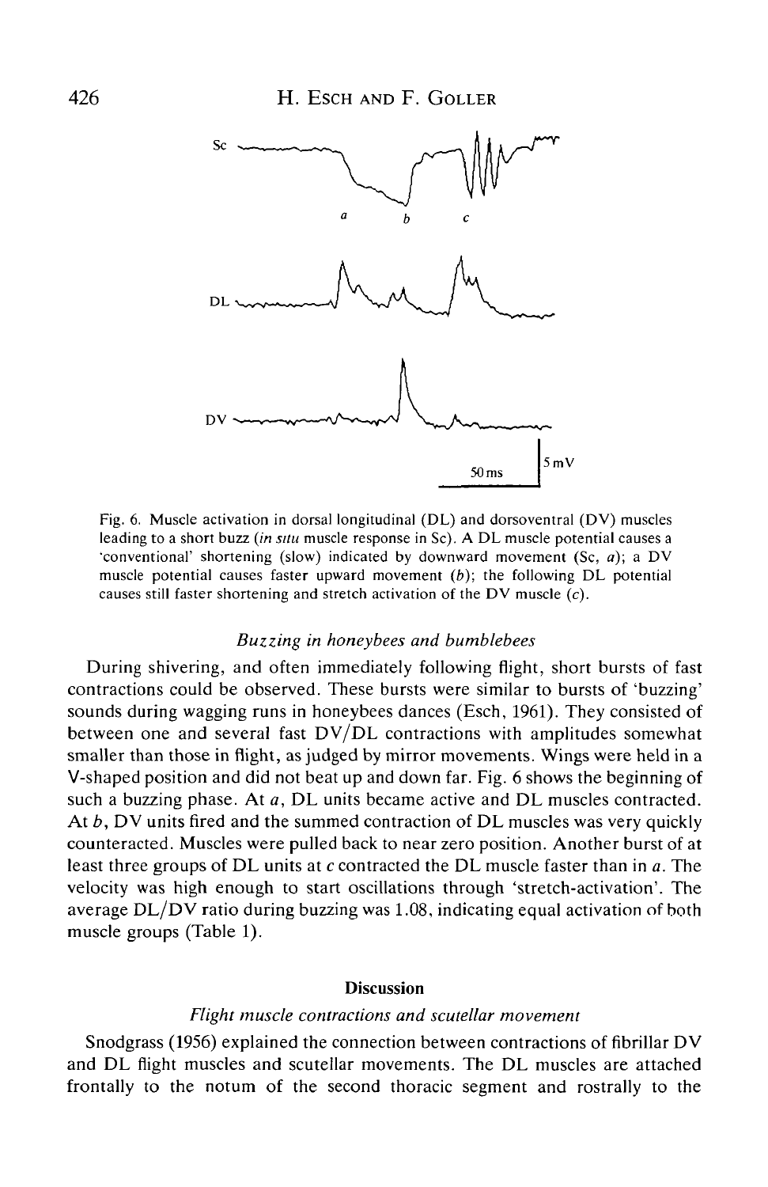Fig. 6. Muscle activation in dorsal longitudinal (DL) and dorsoventral (DV) muscles leading to a short buzz (*in situ* muscle response in Sc). A DL muscle potential causes a 'conventional' shortening (slow) indicated by downward movement (Sc, *a*); a DV muscle potential causes faster upward movement (*b*); the following DL potential causes still faster shortening and stretch activation of the DV muscle (*c*).

### *Buzzing in honeybees and bumblebees*

During shivering, and often immediately following flight, short bursts of fast contractions could be observed. These bursts were similar to bursts of 'buzzing' sounds during wagging runs in honeybees dances (Esch, 1961). They consisted of between one and several fast DV/DL contractions with amplitudes somewhat smaller than those in flight, as judged by mirror movements. Wings were held in a V-shaped position and did not beat up and down far. Fig. 6 shows the beginning of such a buzzing phase. At *a*, DL units became active and DL muscles contracted. At *b*, DV units fired and the summed contraction of DL muscles was very quickly counteracted. Muscles were pulled back to near zero position. Another burst of at least three groups of DL units at *c* contracted the DL muscle faster than in *a*. The velocity was high enough to start oscillations through 'stretch-activation'. The average DL/DV ratio during buzzing was 1.08, indicating equal activation of both muscle groups (Table 1).

## Discussion

### *Flight muscle contractions and scutellar movement*

Snodgrass (1956) explained the connection between contractions of fibrillar DV and DL flight muscles and scutellar movements. The DL muscles are attached frontally to the notum of the second thoracic segment and rostrally to the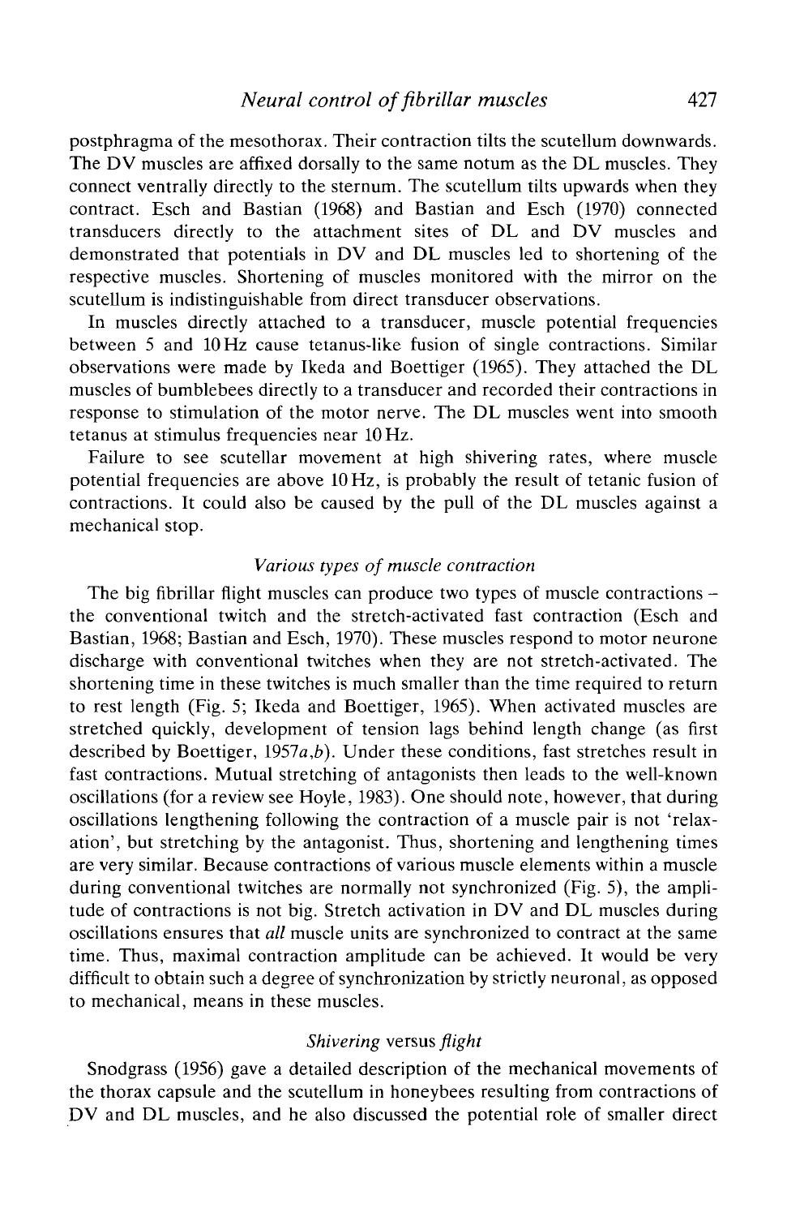postphragma of the mesothorax. Their contraction tilts the scutellum downwards. The DV muscles are affixed dorsally to the same notum as the DL muscles. They connect ventrally directly to the sternum. The scutellum tilts upwards when they contract. Esch and Bastian (1968) and Bastian and Esch (1970) connected transducers directly to the attachment sites of DL and DV muscles and demonstrated that potentials in DV and DL muscles led to shortening of the respective muscles. Shortening of muscles monitored with the mirror on the scutellum is indistinguishable from direct transducer observations.

In muscles directly attached to a transducer, muscle potential frequencies between 5 and 10 Hz cause tetanus-like fusion of single contractions. Similar observations were made by Ikeda and Boettiger (1965). They attached the DL muscles of bumblebees directly to a transducer and recorded their contractions in response to stimulation of the motor nerve. The DL muscles went into smooth tetanus at stimulus frequencies near 10 Hz.

Failure to see scutellar movement at high shivering rates, where muscle potential frequencies are above 10 Hz, is probably the result of tetanic fusion of contractions. It could also be caused by the pull of the DL muscles against a mechanical stop.

### *Various types of muscle contraction*

The big fibrillar flight muscles can produce two types of muscle contractions – the conventional twitch and the stretch-activated fast contraction (Esch and Bastian, 1968; Bastian and Esch, 1970). These muscles respond to motor neurone discharge with conventional twitches when they are not stretch-activated. The shortening time in these twitches is much smaller than the time required to return to rest length (Fig. 5; Ikeda and Boettiger, 1965). When activated muscles are stretched quickly, development of tension lags behind length change (as first described by Boettiger, 1957*a*,*b*). Under these conditions, fast stretches result in fast contractions. Mutual stretching of antagonists then leads to the well-known oscillations (for a review see Hoyle, 1983). One should note, however, that during oscillations lengthening following the contraction of a muscle pair is not 'relaxation', but stretching by the antagonist. Thus, shortening and lengthening times are very similar. Because contractions of various muscle elements within a muscle during conventional twitches are normally not synchronized (Fig. 5), the amplitude of contractions is not big. Stretch activation in DV and DL muscles during oscillations ensures that *all* muscle units are synchronized to contract at the same time. Thus, maximal contraction amplitude can be achieved. It would be very difficult to obtain such a degree of synchronization by strictly neuronal, as opposed to mechanical, means in these muscles.

### *Shivering* versus *flight*

Snodgrass (1956) gave a detailed description of the mechanical movements of the thorax capsule and the scutellum in honeybees resulting from contractions of DV and DL muscles, and he also discussed the potential role of smaller direct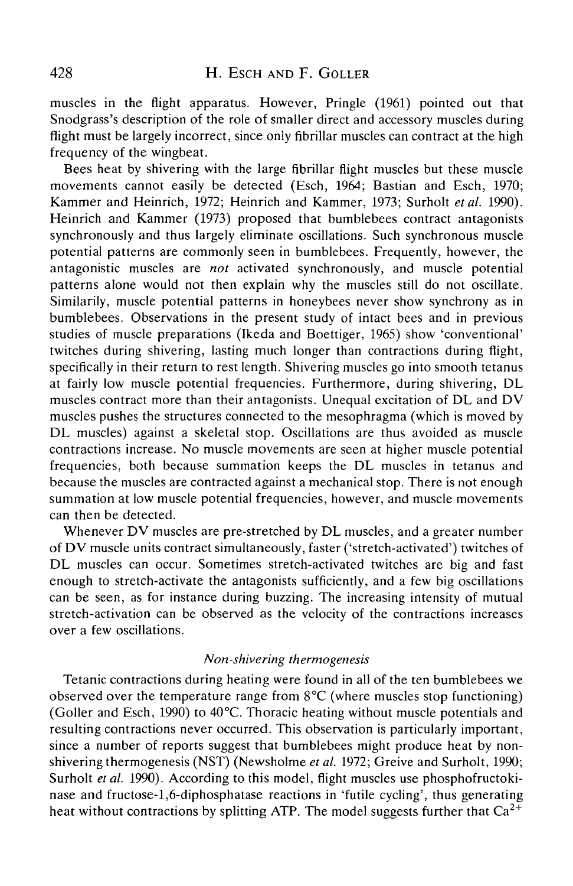muscles in the flight apparatus. However, Pringle (1961) pointed out that Snodgrass's description of the role of smaller direct and accessory muscles during flight must be largely incorrect, since only fibrillar muscles can contract at the high frequency of the wingbeat.

Bees heat by shivering with the large fibrillar flight muscles but these muscle movements cannot easily be detected (Esch, 1964; Bastian and Esch, 1970; Kammer and Heinrich, 1972; Heinrich and Kammer, 1973; Surholt *et al.* 1990). Heinrich and Kammer (1973) proposed that bumblebees contract antagonists synchronously and thus largely eliminate oscillations. Such synchronous muscle potential patterns are commonly seen in bumblebees. Frequently, however, the antagonistic muscles are *not* activated synchronously, and muscle potential patterns alone would not then explain why the muscles still do not oscillate. Similarily, muscle potential patterns in honeybees never show synchrony as in bumblebees. Observations in the present study of intact bees and in previous studies of muscle preparations (Ikeda and Boettiger, 1965) show 'conventional' twitches during shivering, lasting much longer than contractions during flight, specifically in their return to rest length. Shivering muscles go into smooth tetanus at fairly low muscle potential frequencies. Furthermore, during shivering, DL muscles contract more than their antagonists. Unequal excitation of DL and DV muscles pushes the structures connected to the mesophragma (which is moved by DL muscles) against a skeletal stop. Oscillations are thus avoided as muscle contractions increase. No muscle movements are seen at higher muscle potential frequencies, both because summation keeps the DL muscles in tetanus and because the muscles are contracted against a mechanical stop. There is not enough summation at low muscle potential frequencies, however, and muscle movements can then be detected.

Whenever DV muscles are pre-stretched by DL muscles, and a greater number of DV muscle units contract simultaneously, faster ('stretch-activated') twitches of DL muscles can occur. Sometimes stretch-activated twitches are big and fast enough to stretch-activate the antagonists sufficiently, and a few big oscillations can be seen, as for instance during buzzing. The increasing intensity of mutual stretch-activation can be observed as the velocity of the contractions increases over a few oscillations.

### *Non-shivering thermogenesis*

Tetanic contractions during heating were found in all of the ten bumblebees we observed over the temperature range from 8°C (where muscles stop functioning) (Goller and Esch, 1990) to 40°C. Thoracic heating without muscle potentials and resulting contractions never occurred. This observation is particularly important, since a number of reports suggest that bumblebees might produce heat by non-shivering thermogenesis (NST) (Newsholme *et al.* 1972; Greive and Surholt, 1990; Surholt *et al.* 1990). According to this model, flight muscles use phosphofructokinase and fructose-1,6-diphosphatase reactions in 'futile cycling', thus generating heat without contractions by splitting ATP. The model suggests further that $Ca^{2+}$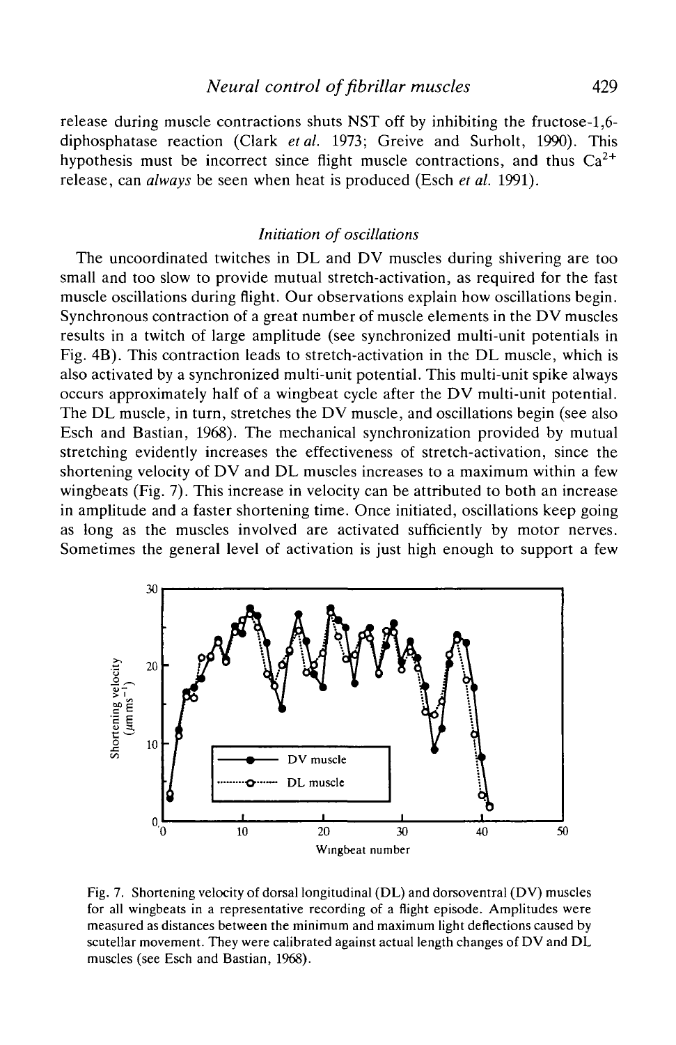release during muscle contractions shuts NST off by inhibiting the fructose-1,6-diphosphatase reaction (Clark *et al.* 1973; Greive and Surholt, 1990). This hypothesis must be incorrect since flight muscle contractions, and thus $Ca^{2+}$ release, can *always* be seen when heat is produced (Esch *et al.* 1991).

### *Initiation of oscillations*

The uncoordinated twitches in DL and DV muscles during shivering are too small and too slow to provide mutual stretch-activation, as required for the fast muscle oscillations during flight. Our observations explain how oscillations begin. Synchronous contraction of a great number of muscle elements in the DV muscles results in a twitch of large amplitude (see synchronized multi-unit potentials in Fig. 4B). This contraction leads to stretch-activation in the DL muscle, which is also activated by a synchronized multi-unit potential. This multi-unit spike always occurs approximately half of a wingbeat cycle after the DV multi-unit potential. The DL muscle, in turn, stretches the DV muscle, and oscillations begin (see also Esch and Bastian, 1968). The mechanical synchronization provided by mutual stretching evidently increases the effectiveness of stretch-activation, since the shortening velocity of DV and DL muscles increases to a maximum within a few wingbeats (Fig. 7). This increase in velocity can be attributed to both an increase in amplitude and a faster shortening time. Once initiated, oscillations keep going as long as the muscles involved are activated sufficiently by motor nerves. Sometimes the general level of activation is just high enough to support a few

Fig. 7. Shortening velocity of dorsal longitudinal (DL) and dorsoventral (DV) muscles for all wingbeats in a representative recording of a flight episode. Amplitudes were measured as distances between the minimum and maximum light deflections caused by scutellar movement. They were calibrated against actual length changes of DV and DL muscles (see Esch and Bastian, 1968).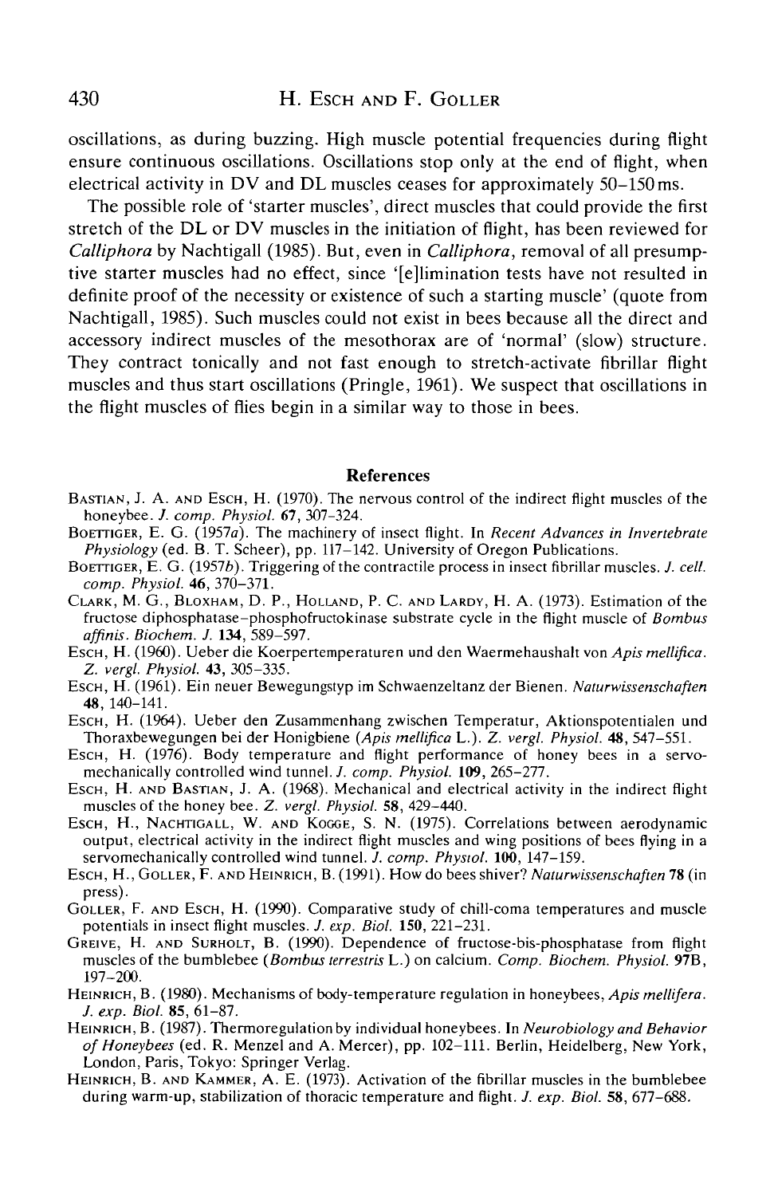oscillations, as during buzzing. High muscle potential frequencies during flight ensure continuous oscillations. Oscillations stop only at the end of flight, when electrical activity in DV and DL muscles ceases for approximately 50–150 ms.

The possible role of 'starter muscles', direct muscles that could provide the first stretch of the DL or DV muscles in the initiation of flight, has been reviewed for *Calliphora* by Nachtigall (1985). But, even in *Calliphora*, removal of all presumptive starter muscles had no effect, since '[e]limination tests have not resulted in definite proof of the necessity or existence of such a starting muscle' (quote from Nachtigall, 1985). Such muscles could not exist in bees because all the direct and accessory indirect muscles of the mesothorax are of 'normal' (slow) structure. They contract tonically and not fast enough to stretch-activate fibrillar flight muscles and thus start oscillations (Pringle, 1961). We suspect that oscillations in the flight muscles of flies begin in a similar way to those in bees.

## References

Bastian, J. A. and Esch, H. (1970). The nervous control of the indirect flight muscles of the honeybee. *J. comp. Physiol.* **67**, 307–324.

Boettiger, E. G. (1957*a*). The machinery of insect flight. In *Recent Advances in Invertebrate Physiology* (ed. B. T. Scheer), pp. 117–142. University of Oregon Publications.

Boettiger, E. G. (1957*b*). Triggering of the contractile process in insect fibrillar muscles. *J. cell. comp. Physiol.* **46**, 370–371.

Clark, M. G., Bloxham, D. P., Holland, P. C. and Lardy, H. A. (1973). Estimation of the fructose diphosphatase–phosphofructokinase substrate cycle in the flight muscle of *Bombus affinis*. *Biochem. J.* **134**, 589–597.

Esch, H. (1960). Ueber die Koerpertemperaturen und den Waermehaushalt von *Apis mellifica*. *Z. vergl. Physiol.* **43**, 305–335.

Esch, H. (1961). Ein neuer Bewegungstyp im Schwaenzeltanz der Bienen. *Naturwissenschaften* **48**, 140–141.

Esch, H. (1964). Ueber den Zusammenhang zwischen Temperatur, Aktionspotentialen und Thoraxbewegungen bei der Honigbiene (*Apis mellifica* L.). *Z. vergl. Physiol.* **48**, 547–551.

Esch, H. (1976). Body temperature and flight performance of honey bees in a servomechanically controlled wind tunnel. *J. comp. Physiol.* **109**, 265–277.

Esch, H. and Bastian, J. A. (1968). Mechanical and electrical activity in the indirect flight muscles of the honey bee. *Z. vergl. Physiol.* **58**, 429–440.

Esch, H., Nachtigall, W. and Kogge, S. N. (1975). Correlations between aerodynamic output, electrical activity in the indirect flight muscles and wing positions of bees flying in a servomechanically controlled wind tunnel. *J. comp. Physiol.* **100**, 147–159.

Esch, H., Goller, F. and Heinrich, B. (1991). How do bees shiver? *Naturwissenschaften* **78** (in press).

Goller, F. and Esch, H. (1990). Comparative study of chill-coma temperatures and muscle potentials in insect flight muscles. *J. exp. Biol.* **150**, 221–231.

Greive, H. and Surholt, B. (1990). Dependence of fructose-bis-phosphatase from flight muscles of the bumblebee (*Bombus terrestris* L.) on calcium. *Comp. Biochem. Physiol.* **97B**, 197–200.

Heinrich, B. (1980). Mechanisms of body-temperature regulation in honeybees, *Apis mellifera*. *J. exp. Biol.* **85**, 61–87.

Heinrich, B. (1987). Thermoregulation by individual honeybees. In *Neurobiology and Behavior of Honeybees* (ed. R. Menzel and A. Mercer), pp. 102–111. Berlin, Heidelberg, New York, London, Paris, Tokyo: Springer Verlag.

Heinrich, B. and Kammer, A. E. (1973). Activation of the fibrillar muscles in the bumblebee during warm-up, stabilization of thoracic temperature and flight. *J. exp. Biol.* **58**, 677–688.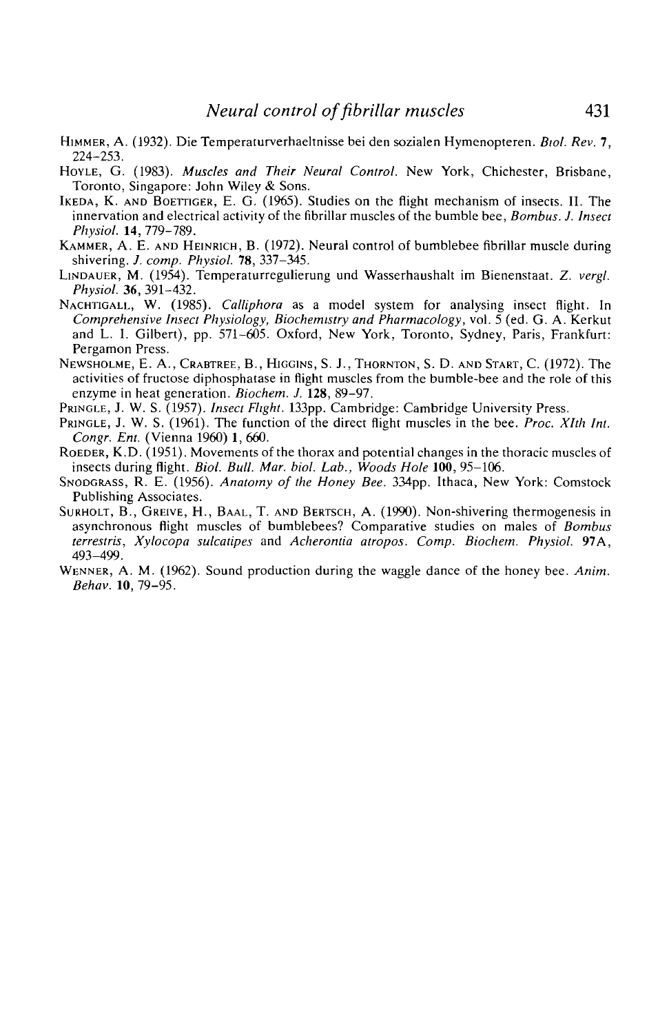HIMMER, A. (1932). Die Temperaturverhaeltnisse bei den sozialen Hymenopteren. *Biol. Rev.* **7**, 224–253.

HOYLE, G. (1983). *Muscles and Their Neural Control.* New York, Chichester, Brisbane, Toronto, Singapore: John Wiley & Sons.

IKEDA, K. AND BOETTIGER, E. G. (1965). Studies on the flight mechanism of insects. II. The innervation and electrical activity of the fibrillar muscles of the bumble bee, *Bombus. J. Insect Physiol.* **14**, 779–789.

KAMMER, A. E. AND HEINRICH, B. (1972). Neural control of bumblebee fibrillar muscle during shivering. *J. comp. Physiol.* **78**, 337–345.

LINDAUER, M. (1954). Temperaturregulierung und Wasserhaushalt im Bienenstaat. *Z. vergl. Physiol.* **36**, 391–432.

NACHTIGALL, W. (1985). *Calliphora* as a model system for analysing insect flight. In *Comprehensive Insect Physiology, Biochemistry and Pharmacology*, vol. 5 (ed. G. A. Kerkut and L. I. Gilbert), pp. 571–605. Oxford, New York, Toronto, Sydney, Paris, Frankfurt: Pergamon Press.

NEWSHOLME, E. A., CRABTREE, B., HIGGINS, S. J., THORNTON, S. D. AND START, C. (1972). The activities of fructose diphosphatase in flight muscles from the bumble-bee and the role of this enzyme in heat generation. *Biochem. J.* **128**, 89–97.

PRINGLE, J. W. S. (1957). *Insect Flight.* 133pp. Cambridge: Cambridge University Press.

PRINGLE, J. W. S. (1961). The function of the direct flight muscles in the bee. *Proc. XIth Int. Congr. Ent.* (Vienna 1960) **1**, 660.

ROEDER, K.D. (1951). Movements of the thorax and potential changes in the thoracic muscles of insects during flight. *Biol. Bull. Mar. biol. Lab., Woods Hole* **100**, 95–106.

SNODGRASS, R. E. (1956). *Anatomy of the Honey Bee.* 334pp. Ithaca, New York: Comstock Publishing Associates.

SURHOLT, B., GREIVE, H., BAAL, T. AND BERTSCH, A. (1990). Non-shivering thermogenesis in asynchronous flight muscles of bumblebees? Comparative studies on males of *Bombus terrestris*, *Xylocopa sulcatipes* and *Acherontia atropos*. *Comp. Biochem. Physiol.* **97A**, 493–499.

WENNER, A. M. (1962). Sound production during the waggle dance of the honey bee. *Anim. Behav.* **10**, 79–95.